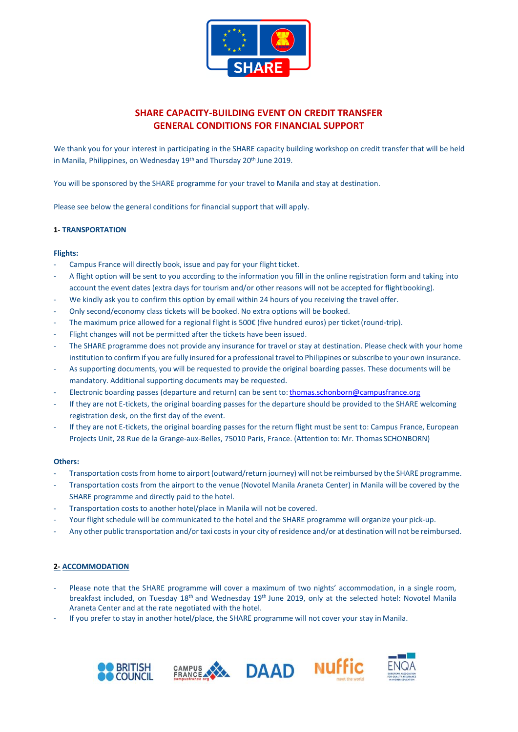# SHARE CAPACITY-BUILDING EVENT ON CREDIT TRANSFER
# GENERAL CONDITIONS FOR FINANCIAL SUPPORT

We thank you for your interest in participating in the SHARE capacity building workshop on credit transfer that will be held in Manila, Philippines, on Wednesday 19th and Thursday 20th June 2019.

You will be sponsored by the SHARE programme for your travel to Manila and stay at destination.

Please see below the general conditions for financial support that will apply.

## 1- TRANSPORTATION

**Flights:**

- Campus France will directly book, issue and pay for your flight ticket.
- A flight option will be sent to you according to the information you fill in the online registration form and taking into account the event dates (extra days for tourism and/or other reasons will not be accepted for flight booking).
- We kindly ask you to confirm this option by email within 24 hours of you receiving the travel offer.
- Only second/economy class tickets will be booked. No extra options will be booked.
- The maximum price allowed for a regional flight is 500€ (five hundred euros) per ticket (round-trip).
- Flight changes will not be permitted after the tickets have been issued.
- The SHARE programme does not provide any insurance for travel or stay at destination. Please check with your home institution to confirm if you are fully insured for a professional travel to Philippines or subscribe to your own insurance.
- As supporting documents, you will be requested to provide the original boarding passes. These documents will be mandatory. Additional supporting documents may be requested.
- Electronic boarding passes (departure and return) can be sent to: thomas.schonborn@campusfrance.org
- If they are not E-tickets, the original boarding passes for the departure should be provided to the SHARE welcoming registration desk, on the first day of the event.
- If they are not E-tickets, the original boarding passes for the return flight must be sent to: Campus France, European Projects Unit, 28 Rue de la Grange-aux-Belles, 75010 Paris, France. (Attention to: Mr. Thomas SCHONBORN)

**Others:**

- Transportation costs from home to airport (outward/return journey) will not be reimbursed by the SHARE programme.
- Transportation costs from the airport to the venue (Novotel Manila Araneta Center) in Manila will be covered by the SHARE programme and directly paid to the hotel.
- Transportation costs to another hotel/place in Manila will not be covered.
- Your flight schedule will be communicated to the hotel and the SHARE programme will organize your pick-up.
- Any other public transportation and/or taxi costs in your city of residence and/or at destination will not be reimbursed.

## 2- ACCOMMODATION

- Please note that the SHARE programme will cover a maximum of two nights' accommodation, in a single room, breakfast included, on Tuesday 18th and Wednesday 19th June 2019, only at the selected hotel: Novotel Manila Araneta Center and at the rate negotiated with the hotel.
- If you prefer to stay in another hotel/place, the SHARE programme will not cover your stay in Manila.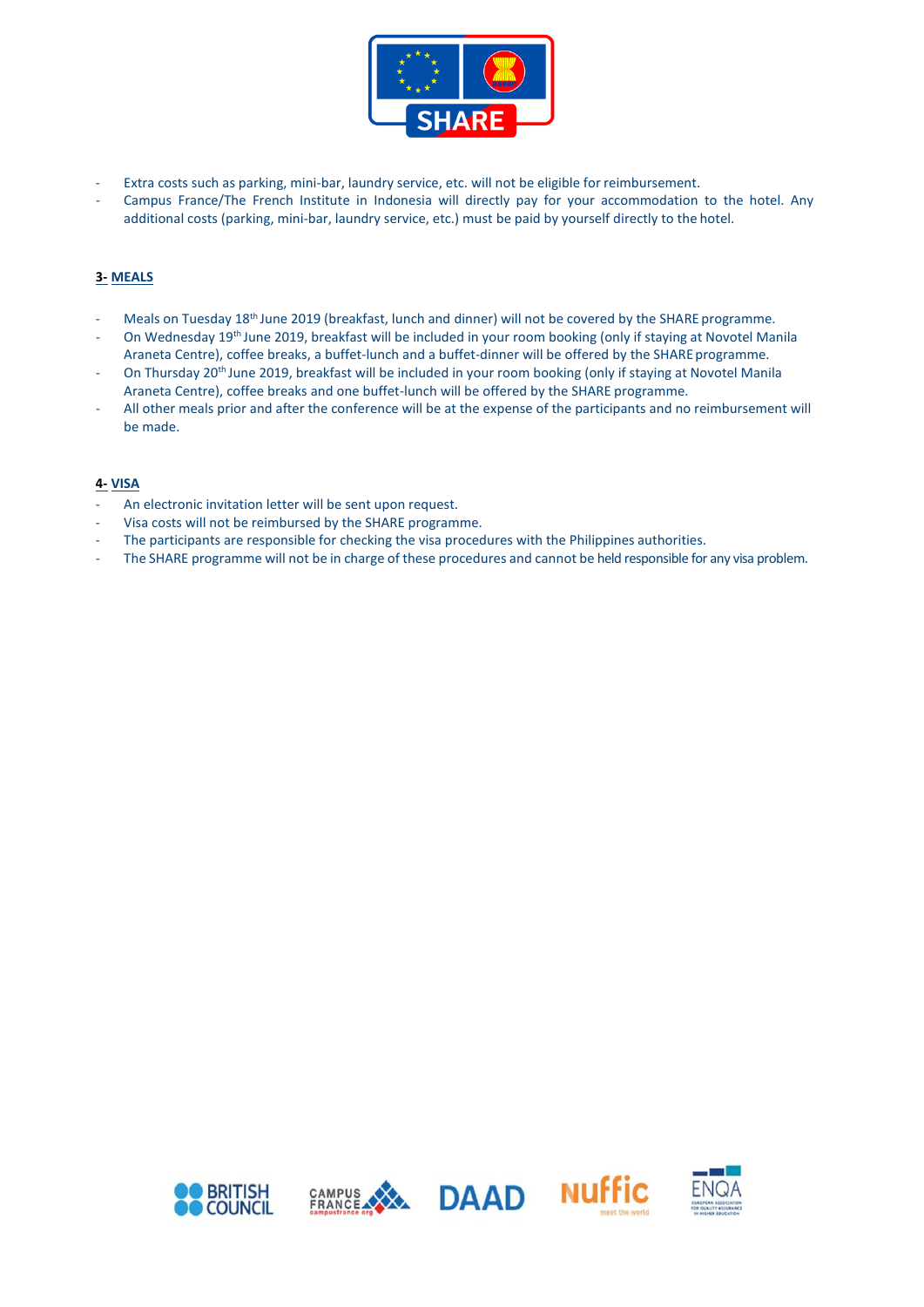- Extra costs such as parking, mini-bar, laundry service, etc. will not be eligible for reimbursement.
- Campus France/The French Institute in Indonesia will directly pay for your accommodation to the hotel. Any additional costs (parking, mini-bar, laundry service, etc.) must be paid by yourself directly to the hotel.

**3- MEALS**

- Meals on Tuesday 18th June 2019 (breakfast, lunch and dinner) will not be covered by the SHARE programme.
- On Wednesday 19th June 2019, breakfast will be included in your room booking (only if staying at Novotel Manila Araneta Centre), coffee breaks, a buffet-lunch and a buffet-dinner will be offered by the SHARE programme.
- On Thursday 20th June 2019, breakfast will be included in your room booking (only if staying at Novotel Manila Araneta Centre), coffee breaks and one buffet-lunch will be offered by the SHARE programme.
- All other meals prior and after the conference will be at the expense of the participants and no reimbursement will be made.

**4- VISA**

- An electronic invitation letter will be sent upon request.
- Visa costs will not be reimbursed by the SHARE programme.
- The participants are responsible for checking the visa procedures with the Philippines authorities.
- The SHARE programme will not be in charge of these procedures and cannot be held responsible for any visa problem.